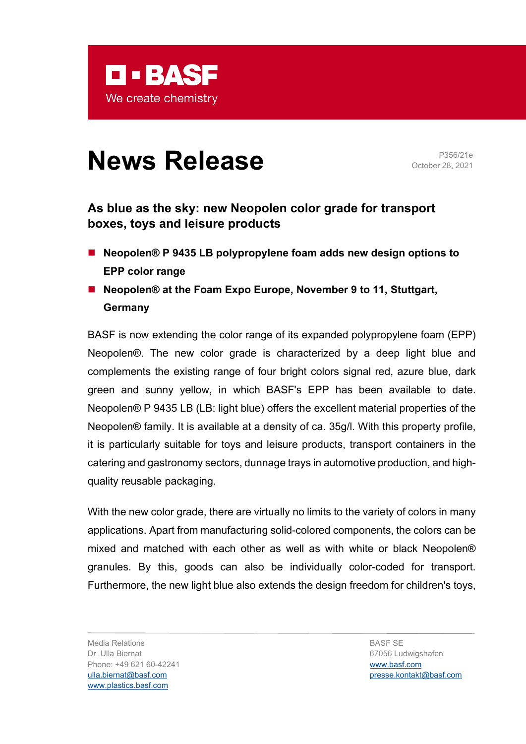BASF

We create chemistry

# News Release

P356/21e
October 28, 2021

## As blue as the sky: new Neopolen color grade for transport boxes, toys and leisure products

- **Neopolen® P 9435 LB polypropylene foam adds new design options to EPP color range**
- **Neopolen® at the Foam Expo Europe, November 9 to 11, Stuttgart, Germany**

BASF is now extending the color range of its expanded polypropylene foam (EPP) Neopolen®. The new color grade is characterized by a deep light blue and complements the existing range of four bright colors signal red, azure blue, dark green and sunny yellow, in which BASF's EPP has been available to date. Neopolen® P 9435 LB (LB: light blue) offers the excellent material properties of the Neopolen® family. It is available at a density of ca. 35g/l. With this property profile, it is particularly suitable for toys and leisure products, transport containers in the catering and gastronomy sectors, dunnage trays in automotive production, and high-quality reusable packaging.

With the new color grade, there are virtually no limits to the variety of colors in many applications. Apart from manufacturing solid-colored components, the colors can be mixed and matched with each other as well as with white or black Neopolen® granules. By this, goods can also be individually color-coded for transport. Furthermore, the new light blue also extends the design freedom for children's toys,

Media Relations
Dr. Ulla Biernat
Phone: +49 621 60-42241
ulla.biernat@basf.com
www.plastics.basf.com

BASF SE
67056 Ludwigshafen
www.basf.com
presse.kontakt@basf.com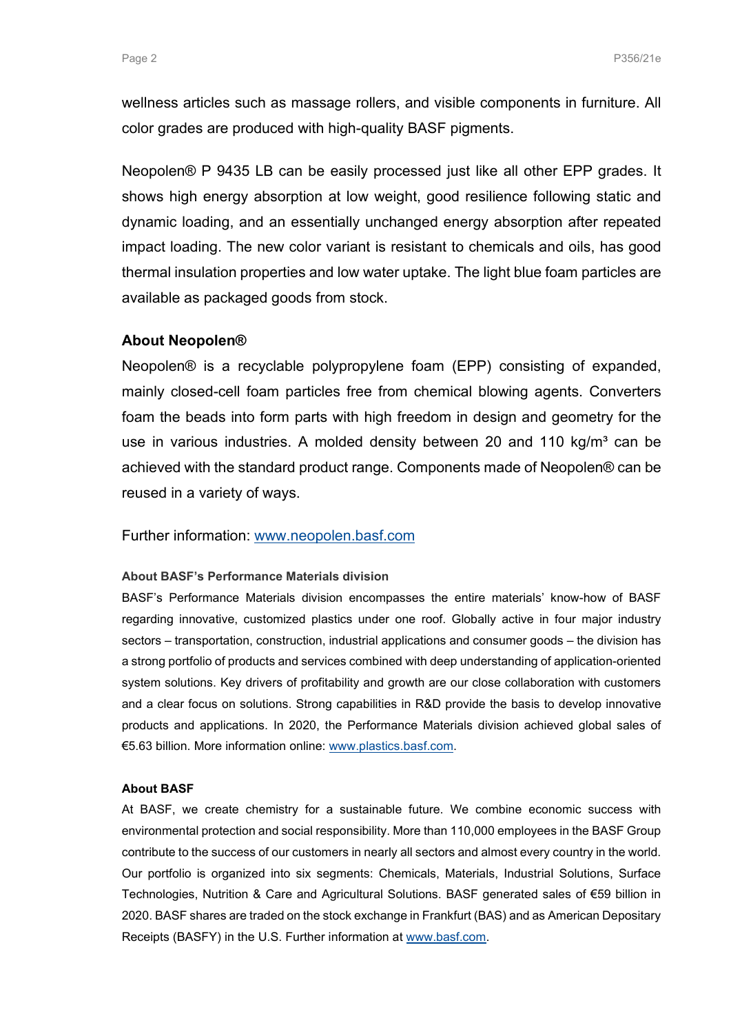wellness articles such as massage rollers, and visible components in furniture. All color grades are produced with high-quality BASF pigments.

Neopolen® P 9435 LB can be easily processed just like all other EPP grades. It shows high energy absorption at low weight, good resilience following static and dynamic loading, and an essentially unchanged energy absorption after repeated impact loading. The new color variant is resistant to chemicals and oils, has good thermal insulation properties and low water uptake. The light blue foam particles are available as packaged goods from stock.

### About Neopolen®

Neopolen® is a recyclable polypropylene foam (EPP) consisting of expanded, mainly closed-cell foam particles free from chemical blowing agents. Converters foam the beads into form parts with high freedom in design and geometry for the use in various industries. A molded density between 20 and 110 kg/m³ can be achieved with the standard product range. Components made of Neopolen® can be reused in a variety of ways.

Further information: www.neopolen.basf.com

#### About BASF's Performance Materials division

BASF's Performance Materials division encompasses the entire materials' know-how of BASF regarding innovative, customized plastics under one roof. Globally active in four major industry sectors – transportation, construction, industrial applications and consumer goods – the division has a strong portfolio of products and services combined with deep understanding of application-oriented system solutions. Key drivers of profitability and growth are our close collaboration with customers and a clear focus on solutions. Strong capabilities in R&D provide the basis to develop innovative products and applications. In 2020, the Performance Materials division achieved global sales of €5.63 billion. More information online: www.plastics.basf.com.

#### About BASF

At BASF, we create chemistry for a sustainable future. We combine economic success with environmental protection and social responsibility. More than 110,000 employees in the BASF Group contribute to the success of our customers in nearly all sectors and almost every country in the world. Our portfolio is organized into six segments: Chemicals, Materials, Industrial Solutions, Surface Technologies, Nutrition & Care and Agricultural Solutions. BASF generated sales of €59 billion in 2020. BASF shares are traded on the stock exchange in Frankfurt (BAS) and as American Depositary Receipts (BASFY) in the U.S. Further information at www.basf.com.